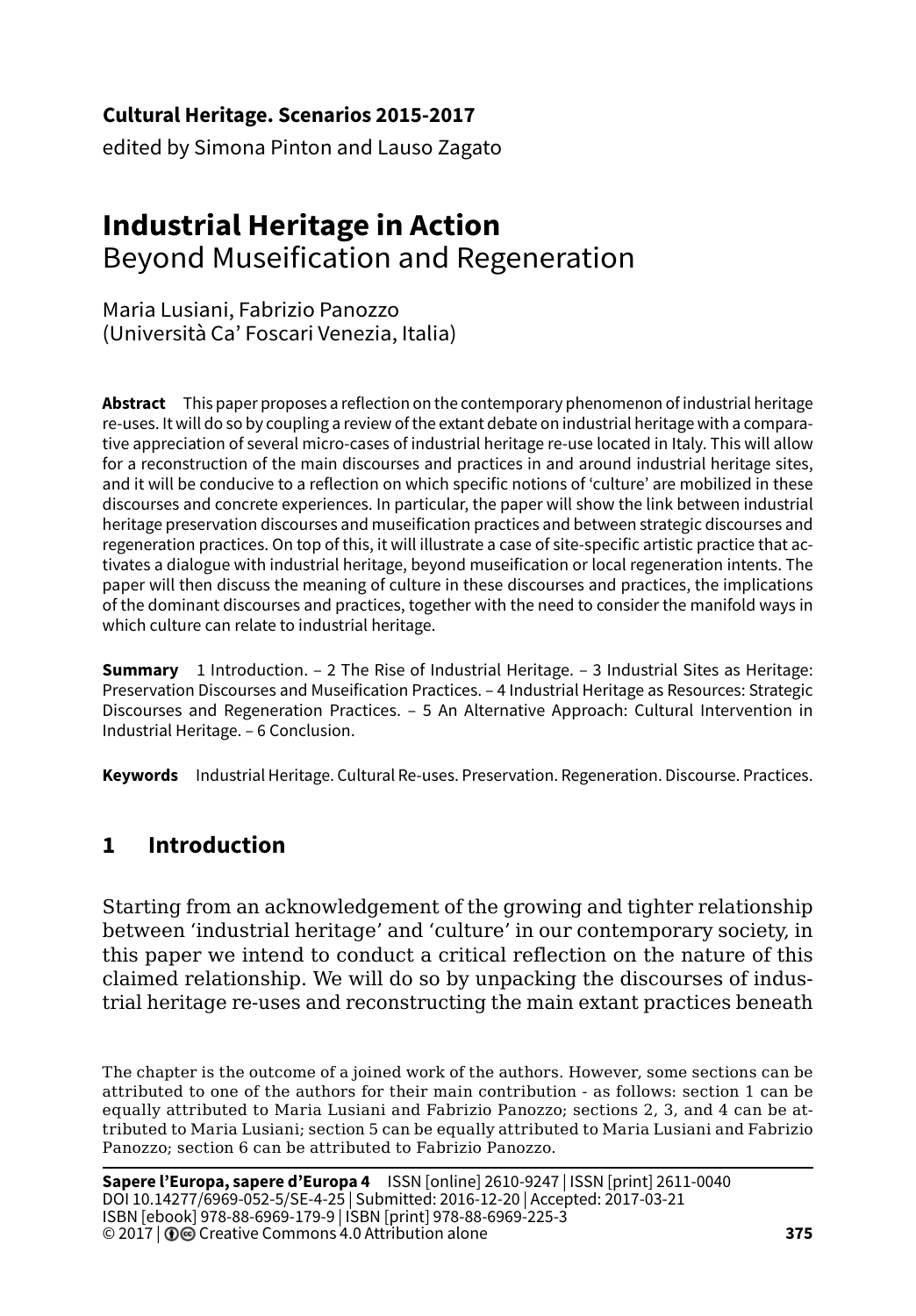**Cultural Heritage. Scenarios 2015-2017**

edited by Simona Pinton and Lauso Zagato

# Industrial Heritage in Action
## Beyond Museification and Regeneration

Maria Lusiani, Fabrizio Panozzo
(Università Ca' Foscari Venezia, Italia)

**Abstract** This paper proposes a reflection on the contemporary phenomenon of industrial heritage re-uses. It will do so by coupling a review of the extant debate on industrial heritage with a comparative appreciation of several micro-cases of industrial heritage re-use located in Italy. This will allow for a reconstruction of the main discourses and practices in and around industrial heritage sites, and it will be conducive to a reflection on which specific notions of 'culture' are mobilized in these discourses and concrete experiences. In particular, the paper will show the link between industrial heritage preservation discourses and museification practices and between strategic discourses and regeneration practices. On top of this, it will illustrate a case of site-specific artistic practice that activates a dialogue with industrial heritage, beyond museification or local regeneration intents. The paper will then discuss the meaning of culture in these discourses and practices, the implications of the dominant discourses and practices, together with the need to consider the manifold ways in which culture can relate to industrial heritage.

**Summary** 1 Introduction. – 2 The Rise of Industrial Heritage. – 3 Industrial Sites as Heritage: Preservation Discourses and Museification Practices. – 4 Industrial Heritage as Resources: Strategic Discourses and Regeneration Practices. – 5 An Alternative Approach: Cultural Intervention in Industrial Heritage. – 6 Conclusion.

**Keywords** Industrial Heritage. Cultural Re-uses. Preservation. Regeneration. Discourse. Practices.

## 1 Introduction

Starting from an acknowledgement of the growing and tighter relationship between 'industrial heritage' and 'culture' in our contemporary society, in this paper we intend to conduct a critical reflection on the nature of this claimed relationship. We will do so by unpacking the discourses of industrial heritage re-uses and reconstructing the main extant practices beneath

The chapter is the outcome of a joined work of the authors. However, some sections can be attributed to one of the authors for their main contribution - as follows: section 1 can be equally attributed to Maria Lusiani and Fabrizio Panozzo; sections 2, 3, and 4 can be attributed to Maria Lusiani; section 5 can be equally attributed to Maria Lusiani and Fabrizio Panozzo; section 6 can be attributed to Fabrizio Panozzo.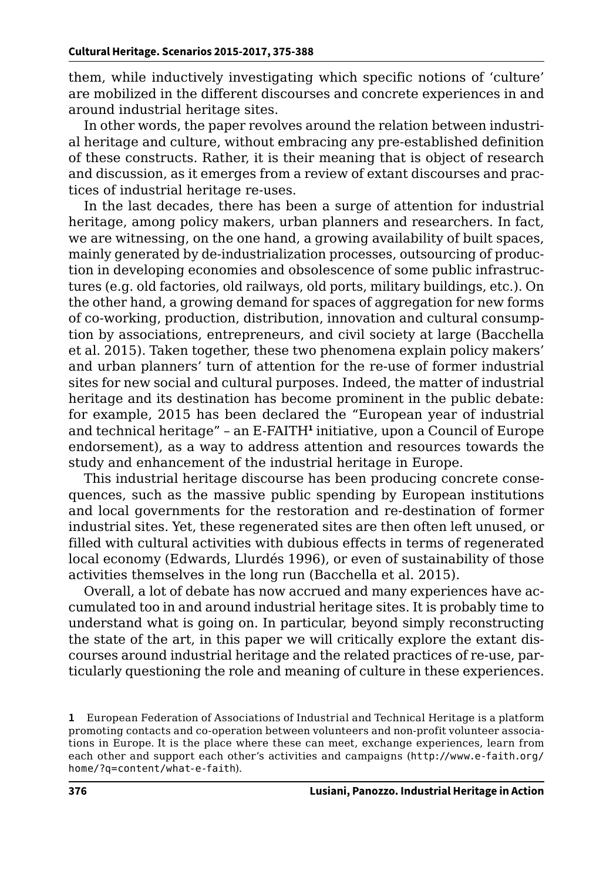them, while inductively investigating which specific notions of 'culture' are mobilized in the different discourses and concrete experiences in and around industrial heritage sites.

In other words, the paper revolves around the relation between industrial heritage and culture, without embracing any pre-established definition of these constructs. Rather, it is their meaning that is object of research and discussion, as it emerges from a review of extant discourses and practices of industrial heritage re-uses.

In the last decades, there has been a surge of attention for industrial heritage, among policy makers, urban planners and researchers. In fact, we are witnessing, on the one hand, a growing availability of built spaces, mainly generated by de-industrialization processes, outsourcing of production in developing economies and obsolescence of some public infrastructures (e.g. old factories, old railways, old ports, military buildings, etc.). On the other hand, a growing demand for spaces of aggregation for new forms of co-working, production, distribution, innovation and cultural consumption by associations, entrepreneurs, and civil society at large (Bacchella et al. 2015). Taken together, these two phenomena explain policy makers' and urban planners' turn of attention for the re-use of former industrial sites for new social and cultural purposes. Indeed, the matter of industrial heritage and its destination has become prominent in the public debate: for example, 2015 has been declared the "European year of industrial and technical heritage" – an E-FAITH[1] initiative, upon a Council of Europe endorsement), as a way to address attention and resources towards the study and enhancement of the industrial heritage in Europe.

This industrial heritage discourse has been producing concrete consequences, such as the massive public spending by European institutions and local governments for the restoration and re-destination of former industrial sites. Yet, these regenerated sites are then often left unused, or filled with cultural activities with dubious effects in terms of regenerated local economy (Edwards, Llurdés 1996), or even of sustainability of those activities themselves in the long run (Bacchella et al. 2015).

Overall, a lot of debate has now accrued and many experiences have accumulated too in and around industrial heritage sites. It is probably time to understand what is going on. In particular, beyond simply reconstructing the state of the art, in this paper we will critically explore the extant discourses around industrial heritage and the related practices of re-use, particularly questioning the role and meaning of culture in these experiences.

[1] European Federation of Associations of Industrial and Technical Heritage is a platform promoting contacts and co-operation between volunteers and non-profit volunteer associations in Europe. It is the place where these can meet, exchange experiences, learn from each other and support each other's activities and campaigns (http://www.e-faith.org/home/?q=content/what-e-faith).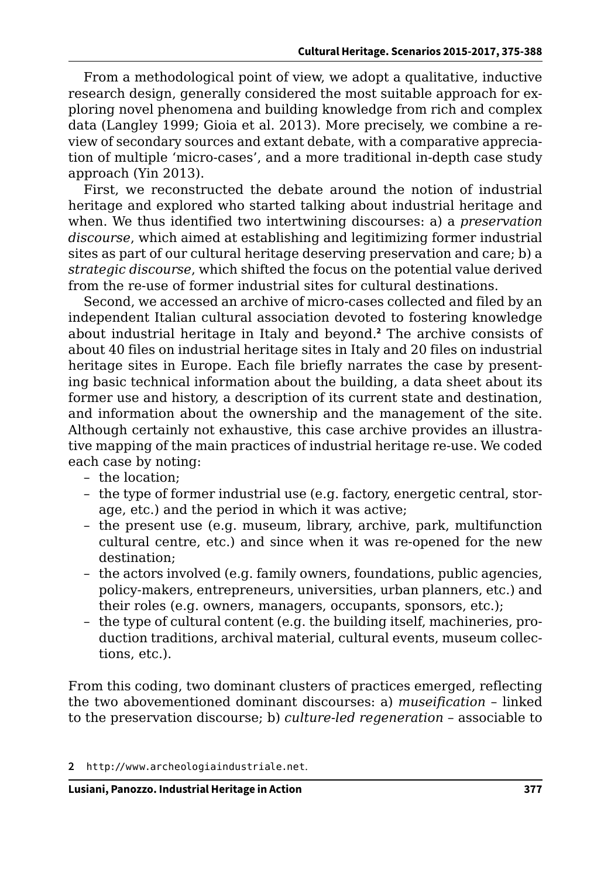From a methodological point of view, we adopt a qualitative, inductive research design, generally considered the most suitable approach for exploring novel phenomena and building knowledge from rich and complex data (Langley 1999; Gioia et al. 2013). More precisely, we combine a review of secondary sources and extant debate, with a comparative appreciation of multiple 'micro-cases', and a more traditional in-depth case study approach (Yin 2013).

First, we reconstructed the debate around the notion of industrial heritage and explored who started talking about industrial heritage and when. We thus identified two intertwining discourses: a) a *preservation discourse*, which aimed at establishing and legitimizing former industrial sites as part of our cultural heritage deserving preservation and care; b) a *strategic discourse*, which shifted the focus on the potential value derived from the re-use of former industrial sites for cultural destinations.

Second, we accessed an archive of micro-cases collected and filed by an independent Italian cultural association devoted to fostering knowledge about industrial heritage in Italy and beyond.[2] The archive consists of about 40 files on industrial heritage sites in Italy and 20 files on industrial heritage sites in Europe. Each file briefly narrates the case by presenting basic technical information about the building, a data sheet about its former use and history, a description of its current state and destination, and information about the ownership and the management of the site. Although certainly not exhaustive, this case archive provides an illustrative mapping of the main practices of industrial heritage re-use. We coded each case by noting:

- the location;
- the type of former industrial use (e.g. factory, energetic central, storage, etc.) and the period in which it was active;
- the present use (e.g. museum, library, archive, park, multifunction cultural centre, etc.) and since when it was re-opened for the new destination;
- the actors involved (e.g. family owners, foundations, public agencies, policy-makers, entrepreneurs, universities, urban planners, etc.) and their roles (e.g. owners, managers, occupants, sponsors, etc.);
- the type of cultural content (e.g. the building itself, machineries, production traditions, archival material, cultural events, museum collections, etc.).

From this coding, two dominant clusters of practices emerged, reflecting the two abovementioned dominant discourses: a) *museification* – linked to the preservation discourse; b) *culture-led regeneration* – associable to

2 http://www.archeologiaindustriale.net.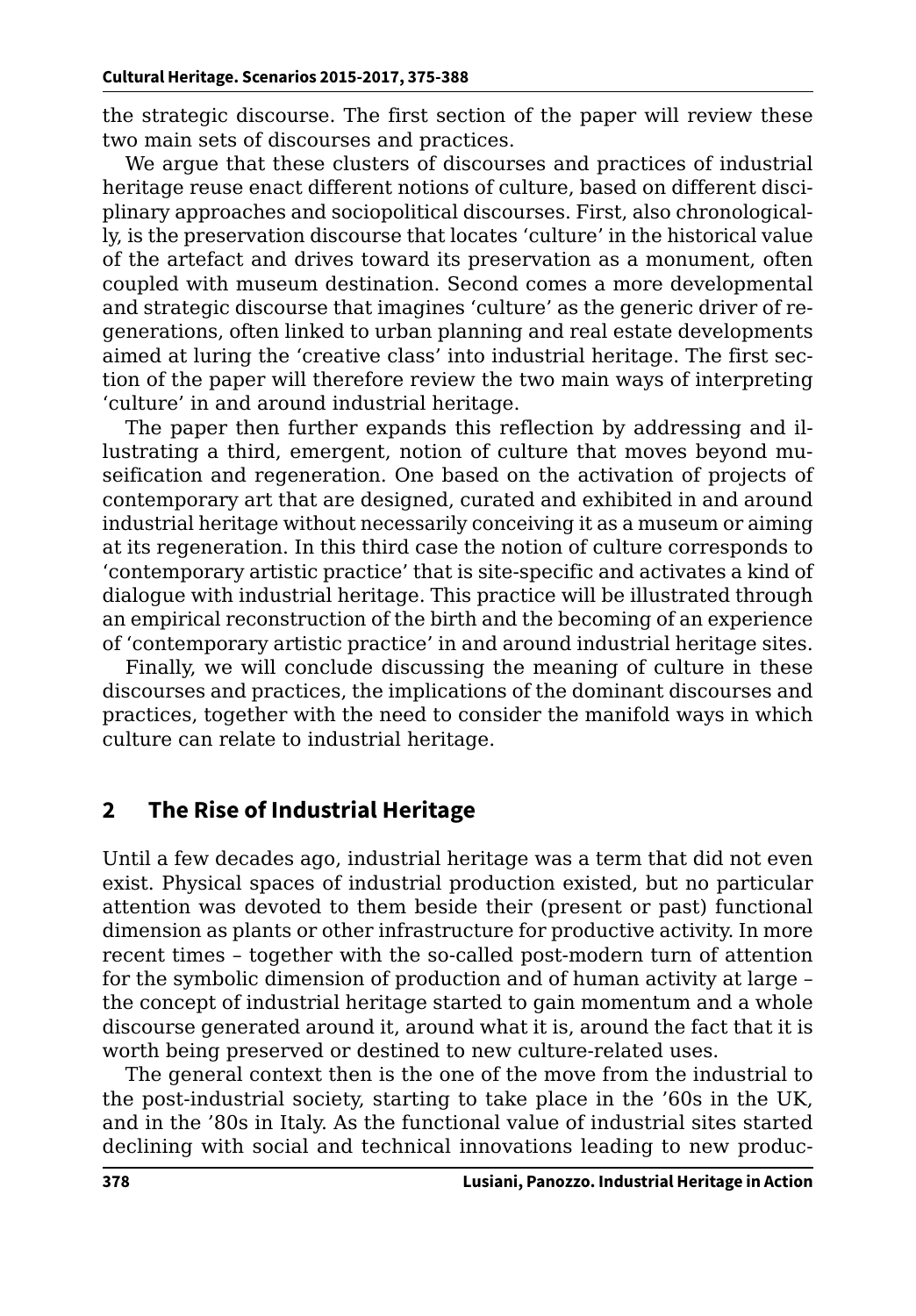the strategic discourse. The first section of the paper will review these two main sets of discourses and practices.

We argue that these clusters of discourses and practices of industrial heritage reuse enact different notions of culture, based on different disciplinary approaches and sociopolitical discourses. First, also chronologically, is the preservation discourse that locates 'culture' in the historical value of the artefact and drives toward its preservation as a monument, often coupled with museum destination. Second comes a more developmental and strategic discourse that imagines 'culture' as the generic driver of regenerations, often linked to urban planning and real estate developments aimed at luring the 'creative class' into industrial heritage. The first section of the paper will therefore review the two main ways of interpreting 'culture' in and around industrial heritage.

The paper then further expands this reflection by addressing and illustrating a third, emergent, notion of culture that moves beyond museification and regeneration. One based on the activation of projects of contemporary art that are designed, curated and exhibited in and around industrial heritage without necessarily conceiving it as a museum or aiming at its regeneration. In this third case the notion of culture corresponds to 'contemporary artistic practice' that is site-specific and activates a kind of dialogue with industrial heritage. This practice will be illustrated through an empirical reconstruction of the birth and the becoming of an experience of 'contemporary artistic practice' in and around industrial heritage sites.

Finally, we will conclude discussing the meaning of culture in these discourses and practices, the implications of the dominant discourses and practices, together with the need to consider the manifold ways in which culture can relate to industrial heritage.

## 2 The Rise of Industrial Heritage

Until a few decades ago, industrial heritage was a term that did not even exist. Physical spaces of industrial production existed, but no particular attention was devoted to them beside their (present or past) functional dimension as plants or other infrastructure for productive activity. In more recent times – together with the so-called post-modern turn of attention for the symbolic dimension of production and of human activity at large – the concept of industrial heritage started to gain momentum and a whole discourse generated around it, around what it is, around the fact that it is worth being preserved or destined to new culture-related uses.

The general context then is the one of the move from the industrial to the post-industrial society, starting to take place in the '60s in the UK, and in the '80s in Italy. As the functional value of industrial sites started declining with social and technical innovations leading to new produc-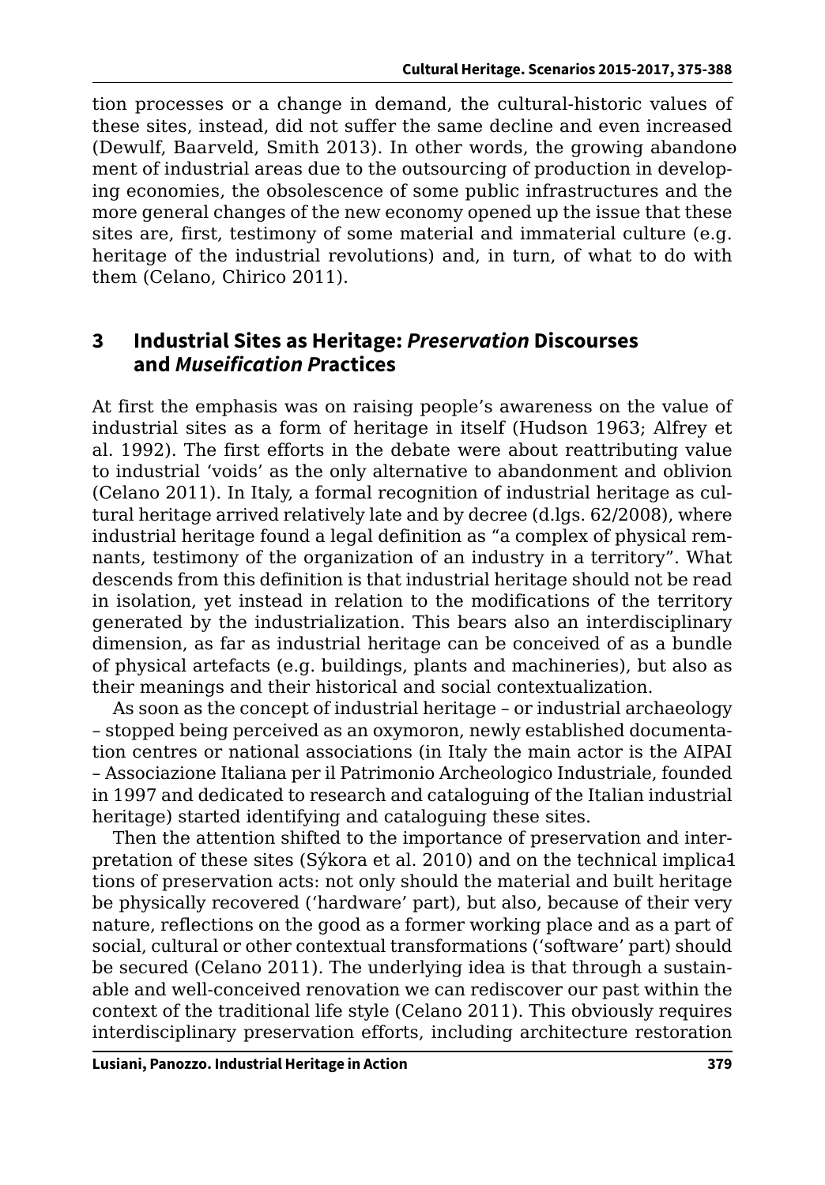tion processes or a change in demand, the cultural-historic values of these sites, instead, did not suffer the same decline and even increased (Dewulf, Baarveld, Smith 2013). In other words, the growing abandonment of industrial areas due to the outsourcing of production in developing economies, the obsolescence of some public infrastructures and the more general changes of the new economy opened up the issue that these sites are, first, testimony of some material and immaterial culture (e.g. heritage of the industrial revolutions) and, in turn, of what to do with them (Celano, Chirico 2011).

## 3 Industrial Sites as Heritage: *Preservation* Discourses and *Museification P*ractices

At first the emphasis was on raising people's awareness on the value of industrial sites as a form of heritage in itself (Hudson 1963; Alfrey et al. 1992). The first efforts in the debate were about reattributing value to industrial 'voids' as the only alternative to abandonment and oblivion (Celano 2011). In Italy, a formal recognition of industrial heritage as cultural heritage arrived relatively late and by decree (d.lgs. 62/2008), where industrial heritage found a legal definition as "a complex of physical remnants, testimony of the organization of an industry in a territory". What descends from this definition is that industrial heritage should not be read in isolation, yet instead in relation to the modifications of the territory generated by the industrialization. This bears also an interdisciplinary dimension, as far as industrial heritage can be conceived of as a bundle of physical artefacts (e.g. buildings, plants and machineries), but also as their meanings and their historical and social contextualization.

As soon as the concept of industrial heritage – or industrial archaeology – stopped being perceived as an oxymoron, newly established documentation centres or national associations (in Italy the main actor is the AIPAI – Associazione Italiana per il Patrimonio Archeologico Industriale, founded in 1997 and dedicated to research and cataloguing of the Italian industrial heritage) started identifying and cataloguing these sites.

Then the attention shifted to the importance of preservation and interpretation of these sites (Sýkora et al. 2010) and on the technical implications of preservation acts: not only should the material and built heritage be physically recovered ('hardware' part), but also, because of their very nature, reflections on the good as a former working place and as a part of social, cultural or other contextual transformations ('software' part) should be secured (Celano 2011). The underlying idea is that through a sustainable and well-conceived renovation we can rediscover our past within the context of the traditional life style (Celano 2011). This obviously requires interdisciplinary preservation efforts, including architecture restoration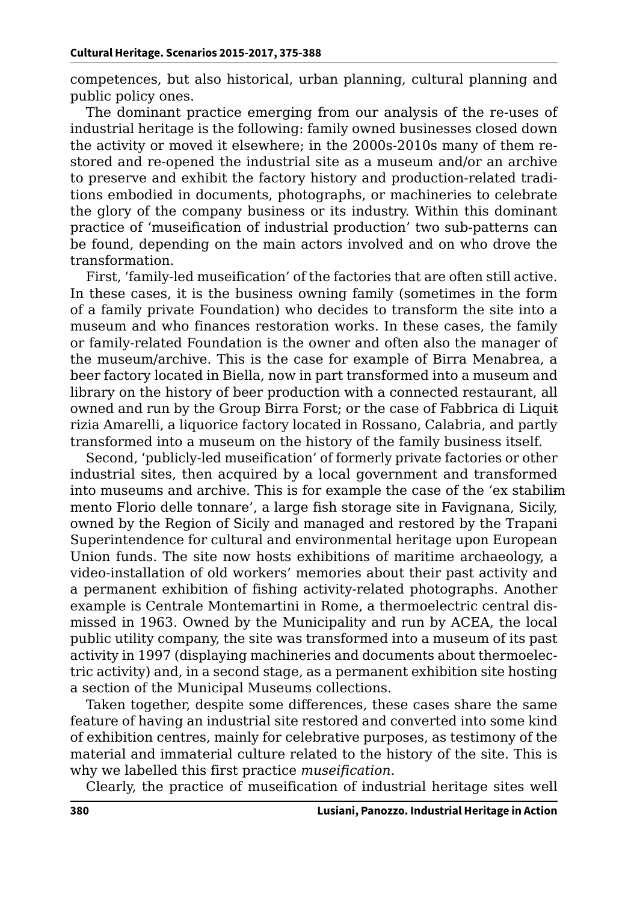competences, but also historical, urban planning, cultural planning and public policy ones.

The dominant practice emerging from our analysis of the re-uses of industrial heritage is the following: family owned businesses closed down the activity or moved it elsewhere; in the 2000s-2010s many of them restored and re-opened the industrial site as a museum and/or an archive to preserve and exhibit the factory history and production-related traditions embodied in documents, photographs, or machineries to celebrate the glory of the company business or its industry. Within this dominant practice of 'museification of industrial production' two sub-patterns can be found, depending on the main actors involved and on who drove the transformation.

First, 'family-led museification' of the factories that are often still active. In these cases, it is the business owning family (sometimes in the form of a family private Foundation) who decides to transform the site into a museum and who finances restoration works. In these cases, the family or family-related Foundation is the owner and often also the manager of the museum/archive. This is the case for example of Birra Menabrea, a beer factory located in Biella, now in part transformed into a museum and library on the history of beer production with a connected restaurant, all owned and run by the Group Birra Forst; or the case of Fabbrica di Liquirizia Amarelli, a liquorice factory located in Rossano, Calabria, and partly transformed into a museum on the history of the family business itself.

Second, 'publicly-led museification' of formerly private factories or other industrial sites, then acquired by a local government and transformed into museums and archive. This is for example the case of the 'ex stabilimento Florio delle tonnare', a large fish storage site in Favignana, Sicily, owned by the Region of Sicily and managed and restored by the Trapani Superintendence for cultural and environmental heritage upon European Union funds. The site now hosts exhibitions of maritime archaeology, a video-installation of old workers' memories about their past activity and a permanent exhibition of fishing activity-related photographs. Another example is Centrale Montemartini in Rome, a thermoelectric central dismissed in 1963. Owned by the Municipality and run by ACEA, the local public utility company, the site was transformed into a museum of its past activity in 1997 (displaying machineries and documents about thermoelectric activity) and, in a second stage, as a permanent exhibition site hosting a section of the Municipal Museums collections.

Taken together, despite some differences, these cases share the same feature of having an industrial site restored and converted into some kind of exhibition centres, mainly for celebrative purposes, as testimony of the material and immaterial culture related to the history of the site. This is why we labelled this first practice *museification*.

Clearly, the practice of museification of industrial heritage sites well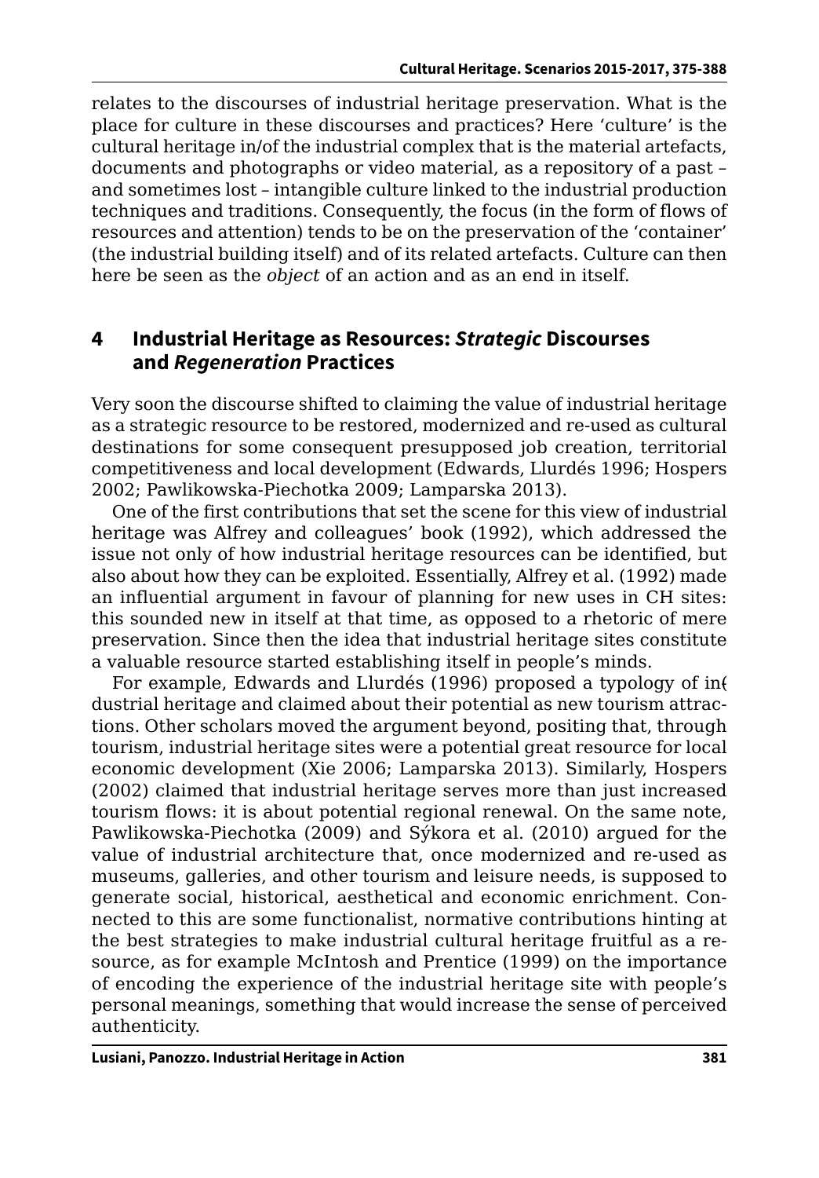relates to the discourses of industrial heritage preservation. What is the place for culture in these discourses and practices? Here 'culture' is the cultural heritage in/of the industrial complex that is the material artefacts, documents and photographs or video material, as a repository of a past – and sometimes lost – intangible culture linked to the industrial production techniques and traditions. Consequently, the focus (in the form of flows of resources and attention) tends to be on the preservation of the 'container' (the industrial building itself) and of its related artefacts. Culture can then here be seen as the *object* of an action and as an end in itself.

## 4 Industrial Heritage as Resources: *Strategic* Discourses and *Regeneration* Practices

Very soon the discourse shifted to claiming the value of industrial heritage as a strategic resource to be restored, modernized and re-used as cultural destinations for some consequent presupposed job creation, territorial competitiveness and local development (Edwards, Llurdés 1996; Hospers 2002; Pawlikowska-Piechotka 2009; Lamparska 2013).

One of the first contributions that set the scene for this view of industrial heritage was Alfrey and colleagues' book (1992), which addressed the issue not only of how industrial heritage resources can be identified, but also about how they can be exploited. Essentially, Alfrey et al. (1992) made an influential argument in favour of planning for new uses in CH sites: this sounded new in itself at that time, as opposed to a rhetoric of mere preservation. Since then the idea that industrial heritage sites constitute a valuable resource started establishing itself in people's minds.

For example, Edwards and Llurdés (1996) proposed a typology of industrial heritage and claimed about their potential as new tourism attractions. Other scholars moved the argument beyond, positing that, through tourism, industrial heritage sites were a potential great resource for local economic development (Xie 2006; Lamparska 2013). Similarly, Hospers (2002) claimed that industrial heritage serves more than just increased tourism flows: it is about potential regional renewal. On the same note, Pawlikowska-Piechotka (2009) and Sýkora et al. (2010) argued for the value of industrial architecture that, once modernized and re-used as museums, galleries, and other tourism and leisure needs, is supposed to generate social, historical, aesthetical and economic enrichment. Connected to this are some functionalist, normative contributions hinting at the best strategies to make industrial cultural heritage fruitful as a resource, as for example McIntosh and Prentice (1999) on the importance of encoding the experience of the industrial heritage site with people's personal meanings, something that would increase the sense of perceived authenticity.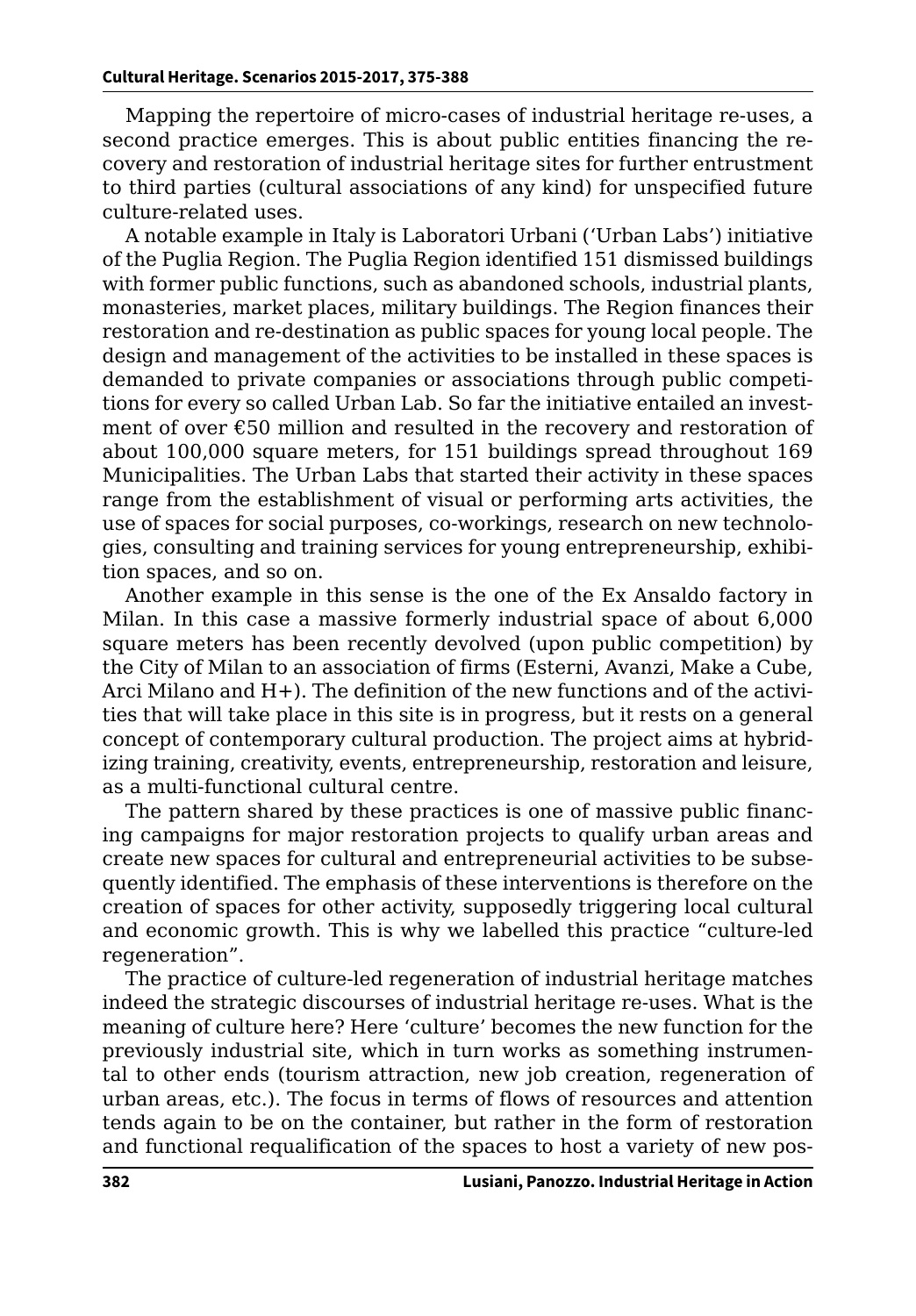Mapping the repertoire of micro-cases of industrial heritage re-uses, a second practice emerges. This is about public entities financing the recovery and restoration of industrial heritage sites for further entrustment to third parties (cultural associations of any kind) for unspecified future culture-related uses.

A notable example in Italy is Laboratori Urbani ('Urban Labs') initiative of the Puglia Region. The Puglia Region identified 151 dismissed buildings with former public functions, such as abandoned schools, industrial plants, monasteries, market places, military buildings. The Region finances their restoration and re-destination as public spaces for young local people. The design and management of the activities to be installed in these spaces is demanded to private companies or associations through public competitions for every so called Urban Lab. So far the initiative entailed an investment of over €50 million and resulted in the recovery and restoration of about 100,000 square meters, for 151 buildings spread throughout 169 Municipalities. The Urban Labs that started their activity in these spaces range from the establishment of visual or performing arts activities, the use of spaces for social purposes, co-workings, research on new technologies, consulting and training services for young entrepreneurship, exhibition spaces, and so on.

Another example in this sense is the one of the Ex Ansaldo factory in Milan. In this case a massive formerly industrial space of about 6,000 square meters has been recently devolved (upon public competition) by the City of Milan to an association of firms (Esterni, Avanzi, Make a Cube, Arci Milano and H+). The definition of the new functions and of the activities that will take place in this site is in progress, but it rests on a general concept of contemporary cultural production. The project aims at hybridizing training, creativity, events, entrepreneurship, restoration and leisure, as a multi-functional cultural centre.

The pattern shared by these practices is one of massive public financing campaigns for major restoration projects to qualify urban areas and create new spaces for cultural and entrepreneurial activities to be subsequently identified. The emphasis of these interventions is therefore on the creation of spaces for other activity, supposedly triggering local cultural and economic growth. This is why we labelled this practice "culture-led regeneration".

The practice of culture-led regeneration of industrial heritage matches indeed the strategic discourses of industrial heritage re-uses. What is the meaning of culture here? Here 'culture' becomes the new function for the previously industrial site, which in turn works as something instrumental to other ends (tourism attraction, new job creation, regeneration of urban areas, etc.). The focus in terms of flows of resources and attention tends again to be on the container, but rather in the form of restoration and functional requalification of the spaces to host a variety of new pos-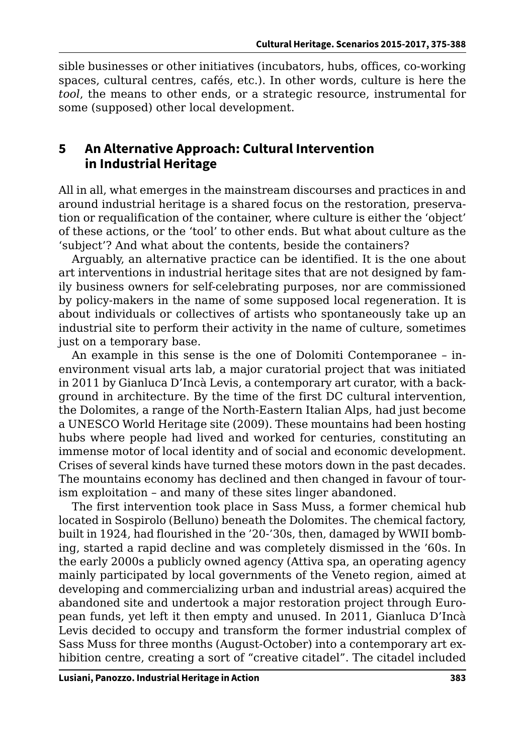sible businesses or other initiatives (incubators, hubs, offices, co-working spaces, cultural centres, cafés, etc.). In other words, culture is here the *tool*, the means to other ends, or a strategic resource, instrumental for some (supposed) other local development.

## 5 An Alternative Approach: Cultural Intervention in Industrial Heritage

All in all, what emerges in the mainstream discourses and practices in and around industrial heritage is a shared focus on the restoration, preservation or requalification of the container, where culture is either the 'object' of these actions, or the 'tool' to other ends. But what about culture as the 'subject'? And what about the contents, beside the containers?

Arguably, an alternative practice can be identified. It is the one about art interventions in industrial heritage sites that are not designed by family business owners for self-celebrating purposes, nor are commissioned by policy-makers in the name of some supposed local regeneration. It is about individuals or collectives of artists who spontaneously take up an industrial site to perform their activity in the name of culture, sometimes just on a temporary base.

An example in this sense is the one of Dolomiti Contemporanee – in-environment visual arts lab, a major curatorial project that was initiated in 2011 by Gianluca D'Incà Levis, a contemporary art curator, with a background in architecture. By the time of the first DC cultural intervention, the Dolomites, a range of the North-Eastern Italian Alps, had just become a UNESCO World Heritage site (2009). These mountains had been hosting hubs where people had lived and worked for centuries, constituting an immense motor of local identity and of social and economic development. Crises of several kinds have turned these motors down in the past decades. The mountains economy has declined and then changed in favour of tourism exploitation – and many of these sites linger abandoned.

The first intervention took place in Sass Muss, a former chemical hub located in Sospirolo (Belluno) beneath the Dolomites. The chemical factory, built in 1924, had flourished in the '20-'30s, then, damaged by WWII bombing, started a rapid decline and was completely dismissed in the '60s. In the early 2000s a publicly owned agency (Attiva spa, an operating agency mainly participated by local governments of the Veneto region, aimed at developing and commercializing urban and industrial areas) acquired the abandoned site and undertook a major restoration project through European funds, yet left it then empty and unused. In 2011, Gianluca D'Incà Levis decided to occupy and transform the former industrial complex of Sass Muss for three months (August-October) into a contemporary art exhibition centre, creating a sort of "creative citadel". The citadel included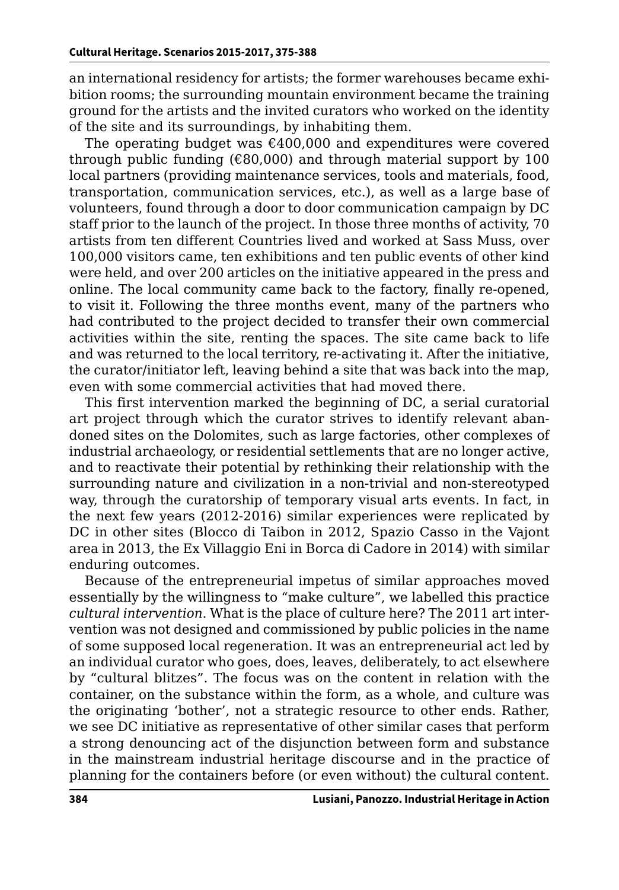an international residency for artists; the former warehouses became exhibition rooms; the surrounding mountain environment became the training ground for the artists and the invited curators who worked on the identity of the site and its surroundings, by inhabiting them.

The operating budget was €400,000 and expenditures were covered through public funding (€80,000) and through material support by 100 local partners (providing maintenance services, tools and materials, food, transportation, communication services, etc.), as well as a large base of volunteers, found through a door to door communication campaign by DC staff prior to the launch of the project. In those three months of activity, 70 artists from ten different Countries lived and worked at Sass Muss, over 100,000 visitors came, ten exhibitions and ten public events of other kind were held, and over 200 articles on the initiative appeared in the press and online. The local community came back to the factory, finally re-opened, to visit it. Following the three months event, many of the partners who had contributed to the project decided to transfer their own commercial activities within the site, renting the spaces. The site came back to life and was returned to the local territory, re-activating it. After the initiative, the curator/initiator left, leaving behind a site that was back into the map, even with some commercial activities that had moved there.

This first intervention marked the beginning of DC, a serial curatorial art project through which the curator strives to identify relevant abandoned sites on the Dolomites, such as large factories, other complexes of industrial archaeology, or residential settlements that are no longer active, and to reactivate their potential by rethinking their relationship with the surrounding nature and civilization in a non-trivial and non-stereotyped way, through the curatorship of temporary visual arts events. In fact, in the next few years (2012-2016) similar experiences were replicated by DC in other sites (Blocco di Taibon in 2012, Spazio Casso in the Vajont area in 2013, the Ex Villaggio Eni in Borca di Cadore in 2014) with similar enduring outcomes.

Because of the entrepreneurial impetus of similar approaches moved essentially by the willingness to "make culture", we labelled this practice *cultural intervention*. What is the place of culture here? The 2011 art intervention was not designed and commissioned by public policies in the name of some supposed local regeneration. It was an entrepreneurial act led by an individual curator who goes, does, leaves, deliberately, to act elsewhere by "cultural blitzes". The focus was on the content in relation with the container, on the substance within the form, as a whole, and culture was the originating 'bother', not a strategic resource to other ends. Rather, we see DC initiative as representative of other similar cases that perform a strong denouncing act of the disjunction between form and substance in the mainstream industrial heritage discourse and in the practice of planning for the containers before (or even without) the cultural content.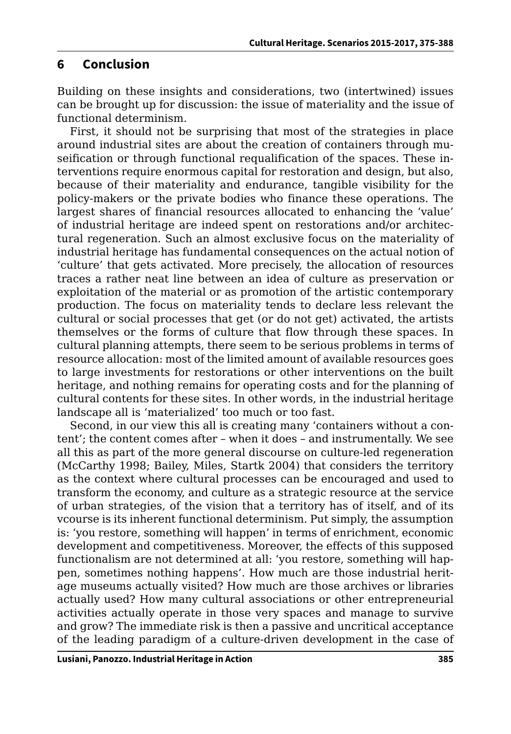## 6 Conclusion

Building on these insights and considerations, two (intertwined) issues can be brought up for discussion: the issue of materiality and the issue of functional determinism.

First, it should not be surprising that most of the strategies in place around industrial sites are about the creation of containers through museification or through functional requalification of the spaces. These interventions require enormous capital for restoration and design, but also, because of their materiality and endurance, tangible visibility for the policy-makers or the private bodies who finance these operations. The largest shares of financial resources allocated to enhancing the 'value' of industrial heritage are indeed spent on restorations and/or architectural regeneration. Such an almost exclusive focus on the materiality of industrial heritage has fundamental consequences on the actual notion of 'culture' that gets activated. More precisely, the allocation of resources traces a rather neat line between an idea of culture as preservation or exploitation of the material or as promotion of the artistic contemporary production. The focus on materiality tends to declare less relevant the cultural or social processes that get (or do not get) activated, the artists themselves or the forms of culture that flow through these spaces. In cultural planning attempts, there seem to be serious problems in terms of resource allocation: most of the limited amount of available resources goes to large investments for restorations or other interventions on the built heritage, and nothing remains for operating costs and for the planning of cultural contents for these sites. In other words, in the industrial heritage landscape all is 'materialized' too much or too fast.

Second, in our view this all is creating many 'containers without a content'; the content comes after – when it does – and instrumentally. We see all this as part of the more general discourse on culture-led regeneration (McCarthy 1998; Bailey, Miles, Startk 2004) that considers the territory as the context where cultural processes can be encouraged and used to transform the economy, and culture as a strategic resource at the service of urban strategies, of the vision that a territory has of itself, and of its vcourse is its inherent functional determinism. Put simply, the assumption is: 'you restore, something will happen' in terms of enrichment, economic development and competitiveness. Moreover, the effects of this supposed functionalism are not determined at all: 'you restore, something will happen, sometimes nothing happens'. How much are those industrial heritage museums actually visited? How much are those archives or libraries actually used? How many cultural associations or other entrepreneurial activities actually operate in those very spaces and manage to survive and grow? The immediate risk is then a passive and uncritical acceptance of the leading paradigm of a culture-driven development in the case of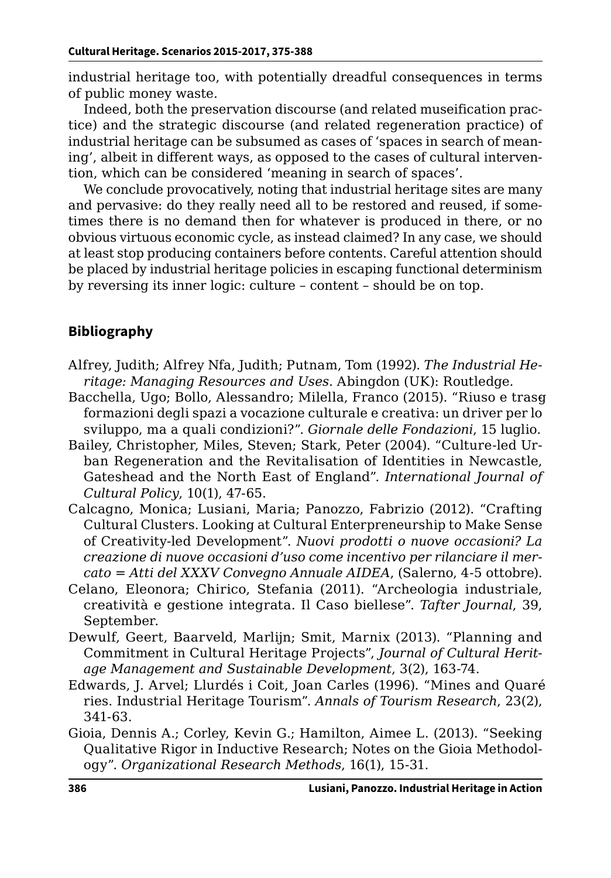industrial heritage too, with potentially dreadful consequences in terms of public money waste.

Indeed, both the preservation discourse (and related museification practice) and the strategic discourse (and related regeneration practice) of industrial heritage can be subsumed as cases of 'spaces in search of meaning', albeit in different ways, as opposed to the cases of cultural intervention, which can be considered 'meaning in search of spaces'.

We conclude provocatively, noting that industrial heritage sites are many and pervasive: do they really need all to be restored and reused, if sometimes there is no demand then for whatever is produced in there, or no obvious virtuous economic cycle, as instead claimed? In any case, we should at least stop producing containers before contents. Careful attention should be placed by industrial heritage policies in escaping functional determinism by reversing its inner logic: culture – content – should be on top.

## Bibliography

Alfrey, Judith; Alfrey Nfa, Judith; Putnam, Tom (1992). *The Industrial Heritage: Managing Resources and Uses*. Abingdon (UK): Routledge.

Bacchella, Ugo; Bollo, Alessandro; Milella, Franco (2015). "Riuso e trasformazioni degli spazi a vocazione culturale e creativa: un driver per lo sviluppo, ma a quali condizioni?". *Giornale delle Fondazioni*, 15 luglio.

Bailey, Christopher, Miles, Steven; Stark, Peter (2004). "Culture-led Urban Regeneration and the Revitalisation of Identities in Newcastle, Gateshead and the North East of England". *International Journal of Cultural Policy*, 10(1), 47-65.

Calcagno, Monica; Lusiani, Maria; Panozzo, Fabrizio (2012). "Crafting Cultural Clusters. Looking at Cultural Enterpreneurship to Make Sense of Creativity-led Development". *Nuovi prodotti o nuove occasioni? La creazione di nuove occasioni d'uso come incentivo per rilanciare il mercato = Atti del XXXV Convegno Annuale AIDEA*, (Salerno, 4-5 ottobre).

Celano, Eleonora; Chirico, Stefania (2011). "Archeologia industriale, creatività e gestione integrata. Il Caso biellese". *Tafter Journal*, 39, September.

Dewulf, Geert, Baarveld, Marlijn; Smit, Marnix (2013). "Planning and Commitment in Cultural Heritage Projects", *Journal of Cultural Heritage Management and Sustainable Development*, 3(2), 163-74.

Edwards, J. Arvel; Llurdés i Coit, Joan Carles (1996). "Mines and Quarries. Industrial Heritage Tourism". *Annals of Tourism Research*, 23(2), 341-63.

Gioia, Dennis A.; Corley, Kevin G.; Hamilton, Aimee L. (2013). "Seeking Qualitative Rigor in Inductive Research; Notes on the Gioia Methodology". *Organizational Research Methods*, 16(1), 15-31.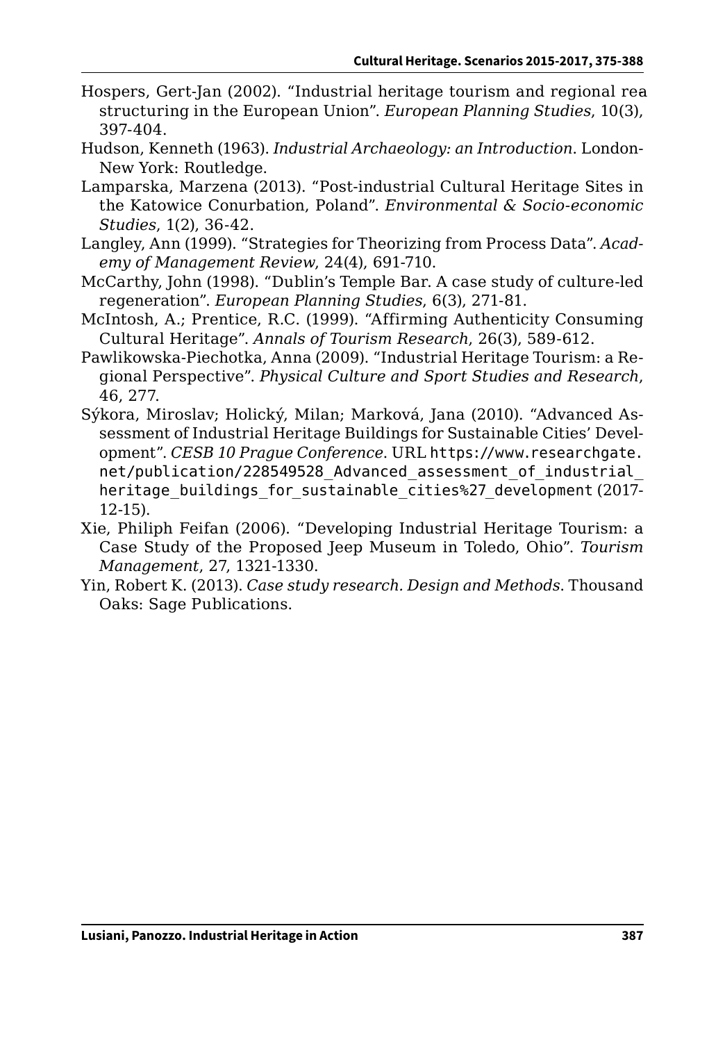Hospers, Gert-Jan (2002). "Industrial heritage tourism and regional rea structuring in the European Union". *European Planning Studies*, 10(3), 397-404.

Hudson, Kenneth (1963). *Industrial Archaeology: an Introduction*. London-New York: Routledge.

Lamparska, Marzena (2013). "Post-industrial Cultural Heritage Sites in the Katowice Conurbation, Poland". *Environmental & Socio-economic Studies*, 1(2), 36-42.

Langley, Ann (1999). "Strategies for Theorizing from Process Data". *Academy of Management Review*, 24(4), 691-710.

McCarthy, John (1998). "Dublin's Temple Bar. A case study of culture-led regeneration". *European Planning Studies*, 6(3), 271-81.

McIntosh, A.; Prentice, R.C. (1999). "Affirming Authenticity Consuming Cultural Heritage". *Annals of Tourism Research*, 26(3), 589-612.

Pawlikowska-Piechotka, Anna (2009). "Industrial Heritage Tourism: a Regional Perspective". *Physical Culture and Sport Studies and Research*, 46, 277.

Sýkora, Miroslav; Holický, Milan; Marková, Jana (2010). "Advanced Assessment of Industrial Heritage Buildings for Sustainable Cities' Development". *CESB 10 Prague Conference*. URL https://www.researchgate.net/publication/228549528_Advanced_assessment_of_industrial_heritage_buildings_for_sustainable_cities%27_development (2017-12-15).

Xie, Philiph Feifan (2006). "Developing Industrial Heritage Tourism: a Case Study of the Proposed Jeep Museum in Toledo, Ohio". *Tourism Management*, 27, 1321-1330.

Yin, Robert K. (2013). *Case study research. Design and Methods*. Thousand Oaks: Sage Publications.